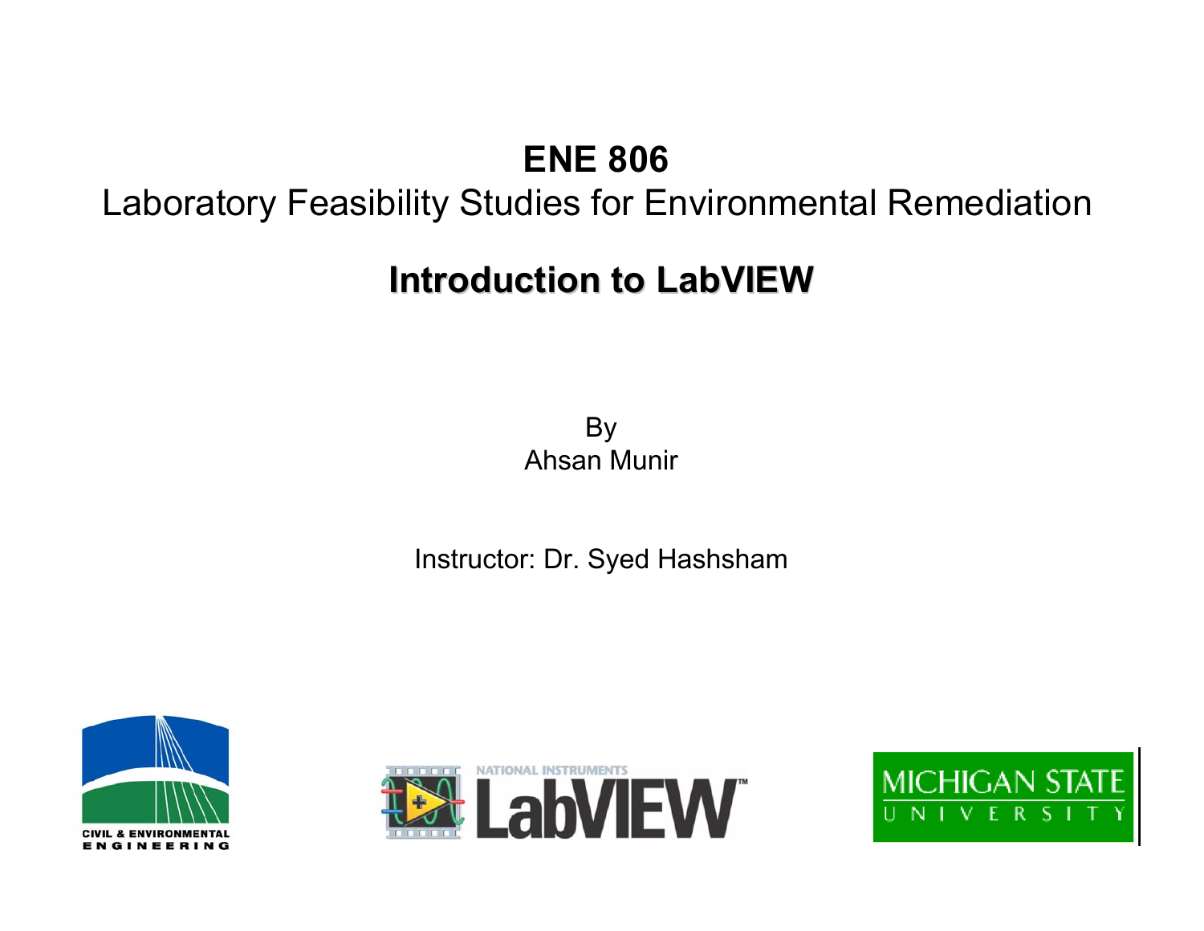# ENE 806

Laboratory Feasibility Studies for Environmental Remediation

## Introduction to LabVIEW

By
Ahsan Munir

Instructor: Dr. Syed Hashsham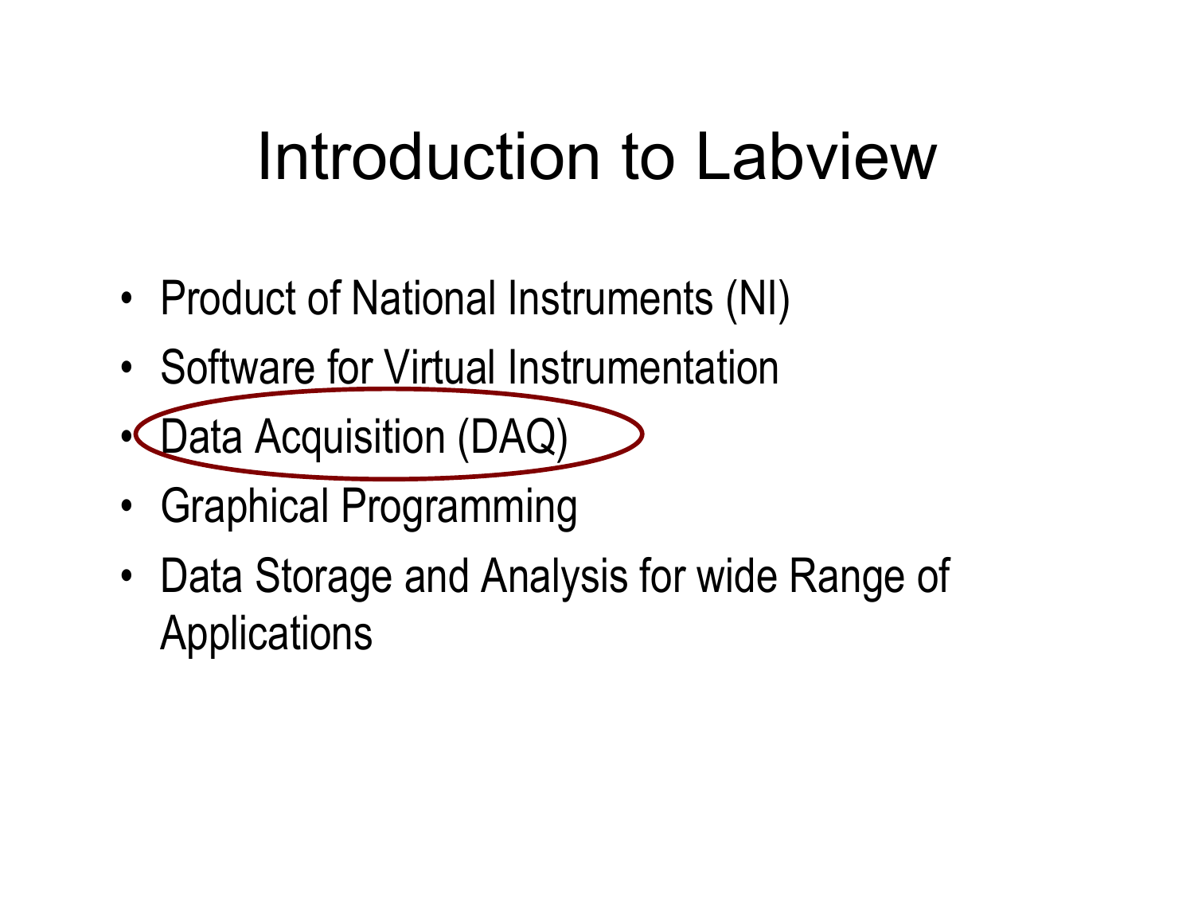# Introduction to Labview

- Product of National Instruments (NI)
- Software for Virtual Instrumentation
- Data Acquisition (DAQ)
- Graphical Programming
- Data Storage and Analysis for wide Range of Applications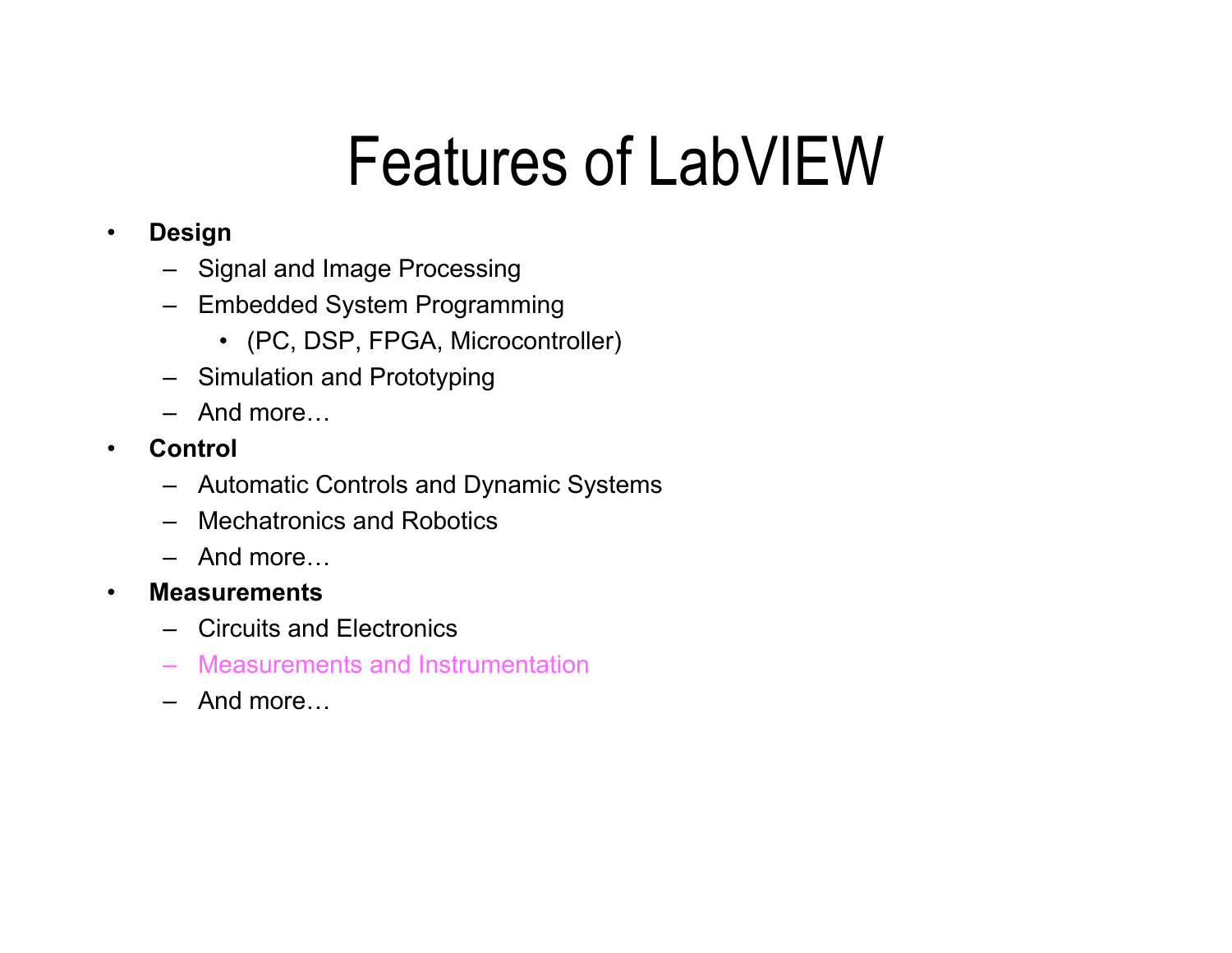# Features of LabVIEW

- **Design**
  - Signal and Image Processing
  - Embedded System Programming
    - (PC, DSP, FPGA, Microcontroller)
  - Simulation and Prototyping
  - And more…
- **Control**
  - Automatic Controls and Dynamic Systems
  - Mechatronics and Robotics
  - And more…
- **Measurements**
  - Circuits and Electronics
  - Measurements and Instrumentation
  - And more…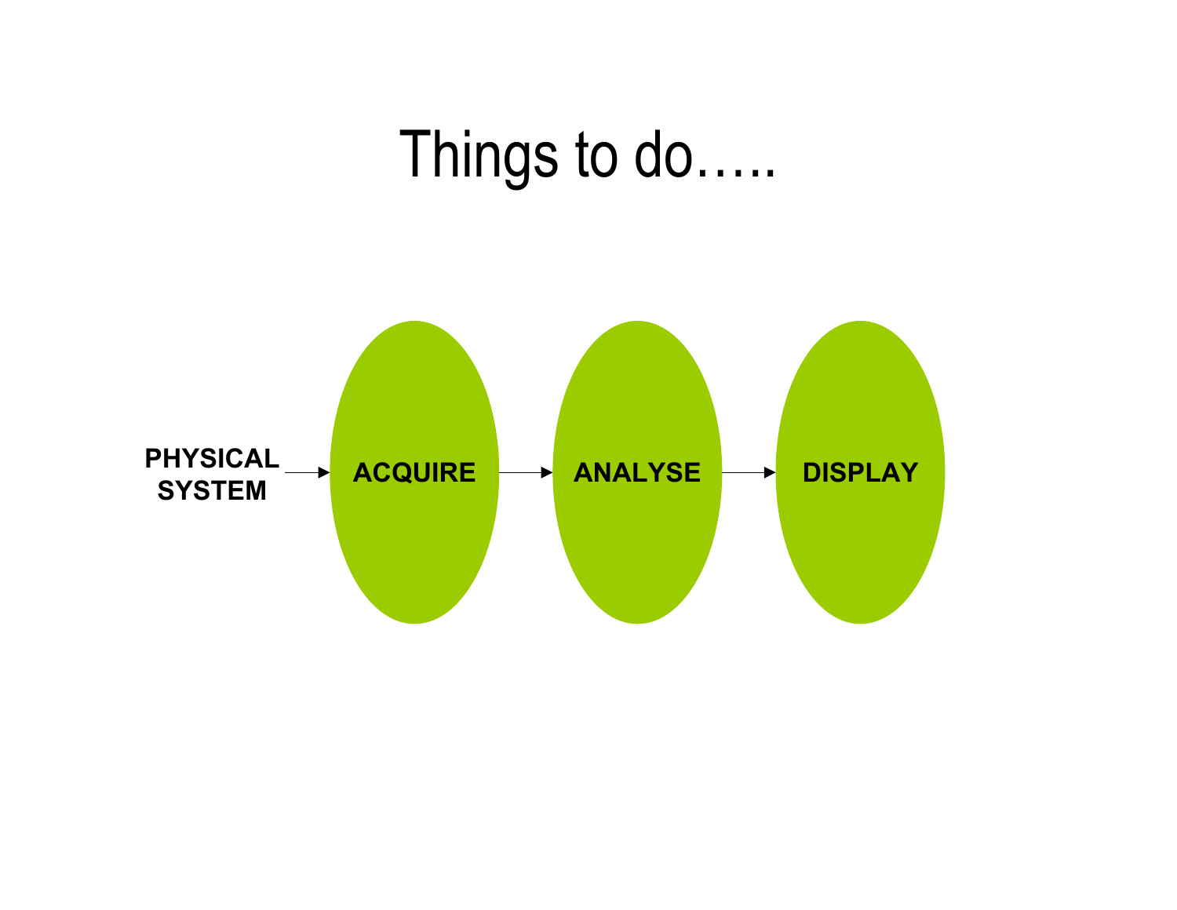# Things to do…..

PHYSICAL SYSTEM → ACQUIRE → ANALYSE → DISPLAY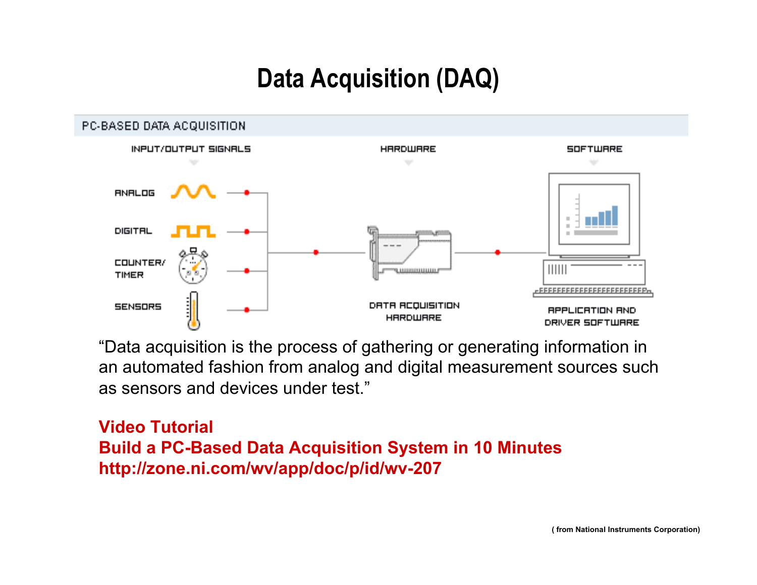# Data Acquisition (DAQ)

PC-BASED DATA ACQUISITION

INPUT/OUTPUT SIGNALS — HARDWARE — SOFTWARE

ANALOG

DIGITAL

COUNTER/ TIMER

SENSORS

DATA ACQUISITION HARDWARE

APPLICATION AND DRIVER SOFTWARE

"Data acquisition is the process of gathering or generating information in an automated fashion from analog and digital measurement sources such as sensors and devices under test."

**Video Tutorial**
**Build a PC-Based Data Acquisition System in 10 Minutes**
**http://zone.ni.com/wv/app/doc/p/id/wv-207**

**( from National Instruments Corporation)**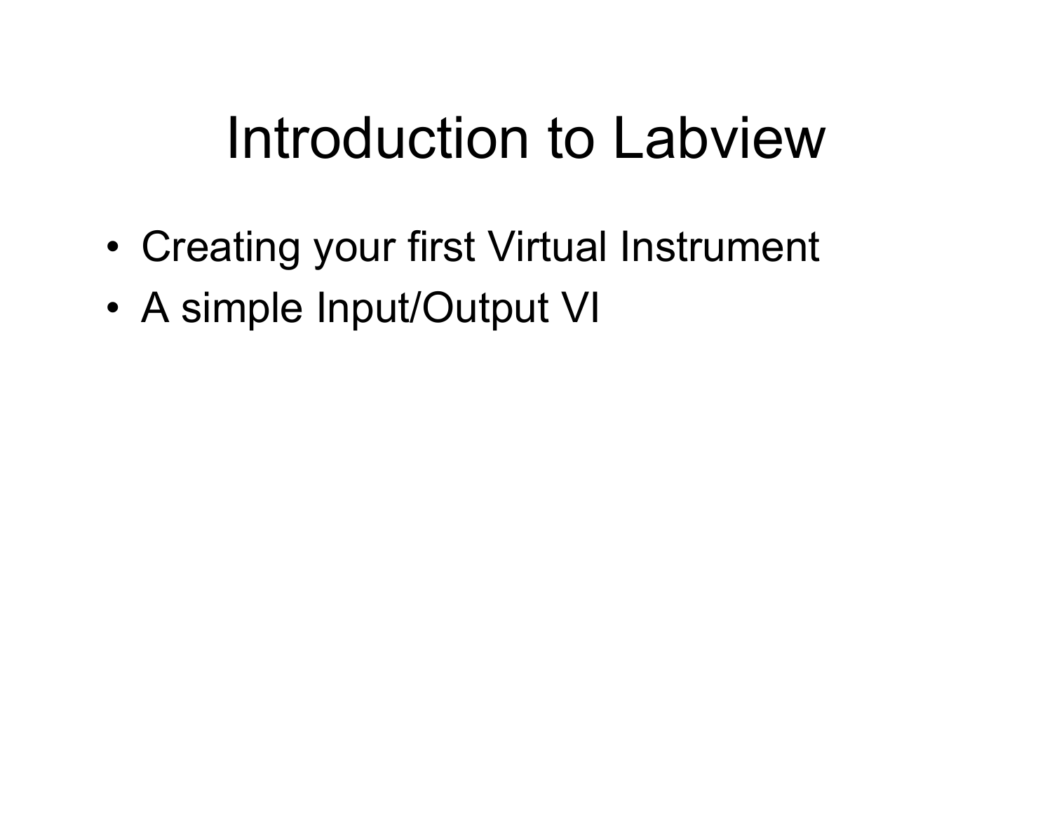# Introduction to Labview

- Creating your first Virtual Instrument
- A simple Input/Output VI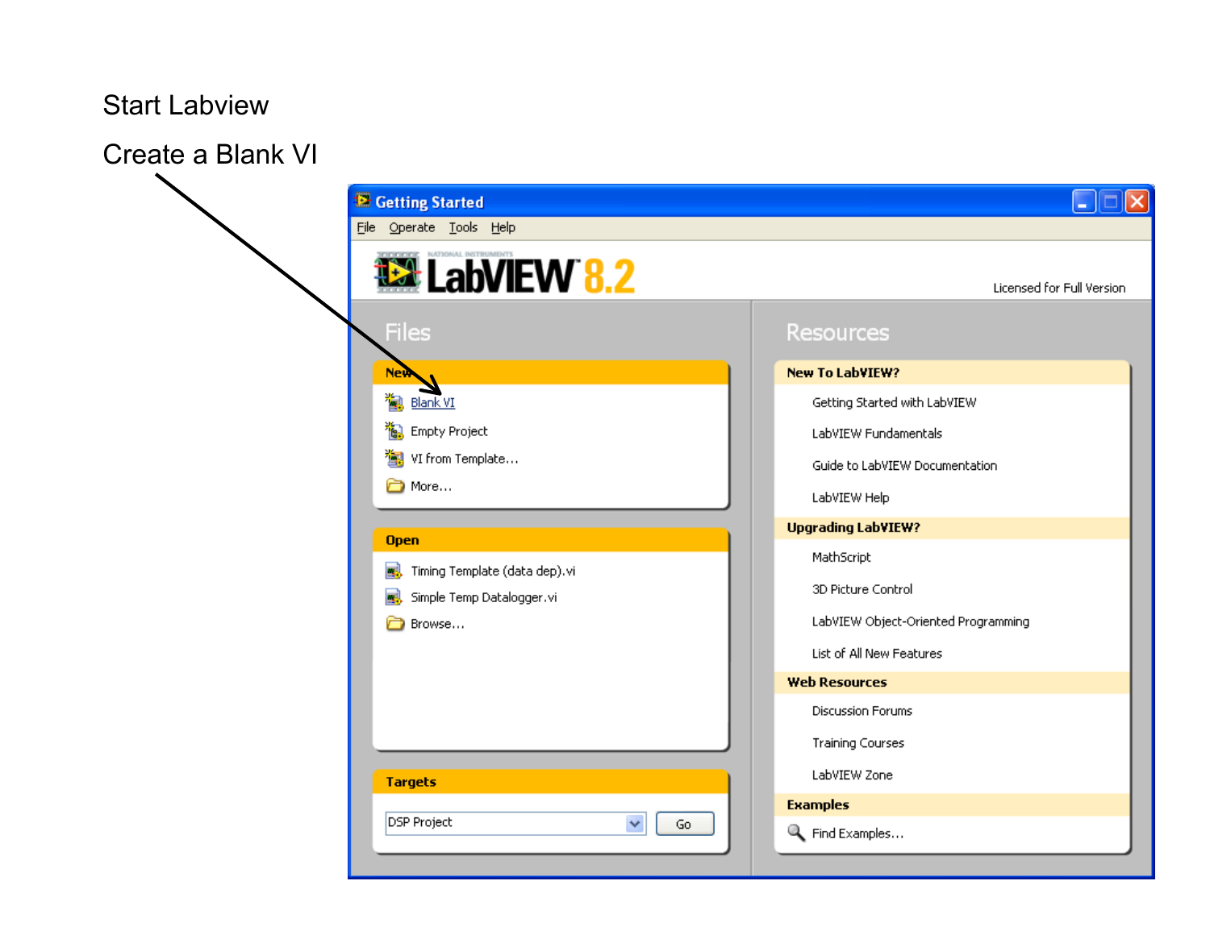Start Labview

Create a Blank VI

Getting Started

File Operate Tools Help

LabVIEW 8.2

Licensed for Full Version

Files

New

Blank VI

Empty Project

VI from Template...

More...

Open

Timing Template (data dep).vi

Simple Temp Datalogger.vi

Browse...

Targets

DSP Project

Go

Resources

New To LabVIEW?

Getting Started with LabVIEW

LabVIEW Fundamentals

Guide to LabVIEW Documentation

LabVIEW Help

Upgrading LabVIEW?

MathScript

3D Picture Control

LabVIEW Object-Oriented Programming

List of All New Features

Web Resources

Discussion Forums

Training Courses

LabVIEW Zone

Examples

Find Examples...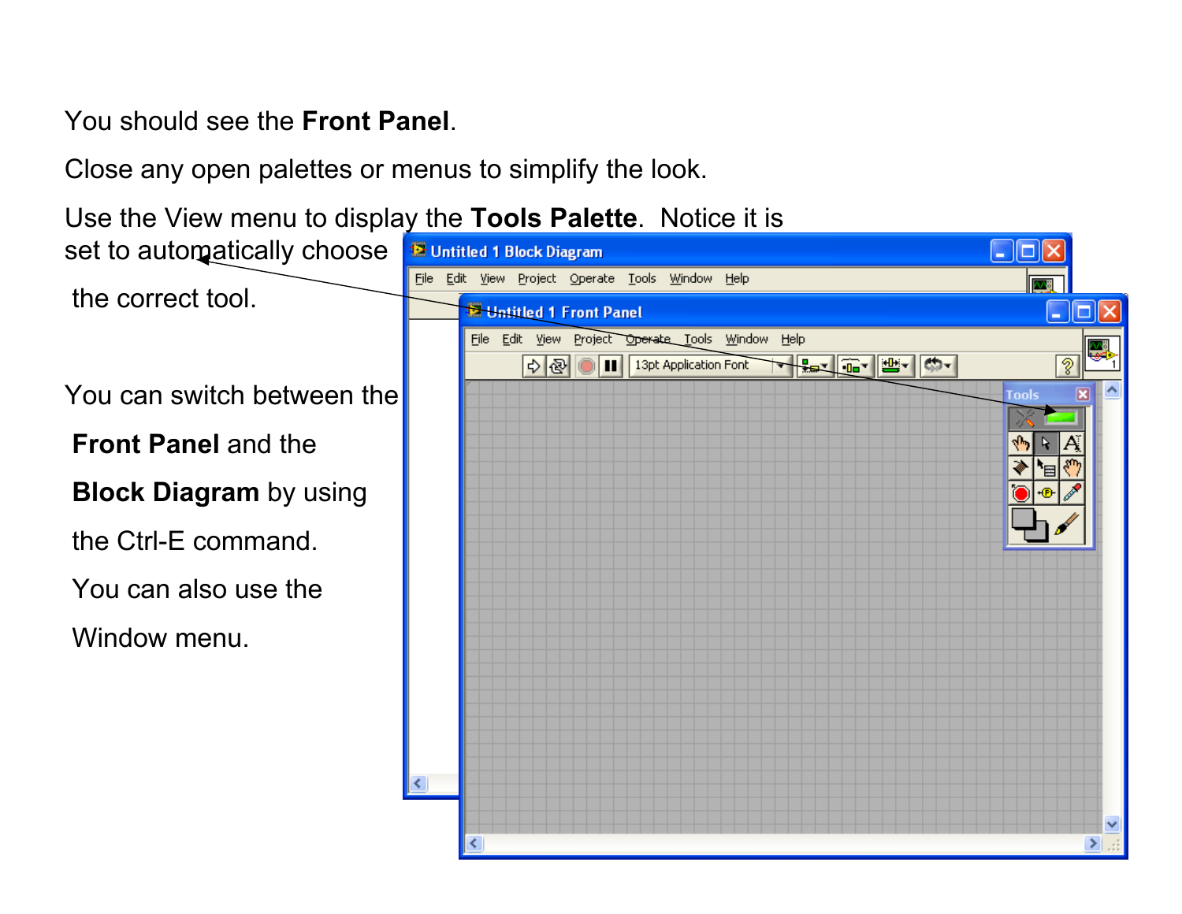You should see the **Front Panel**.

Close any open palettes or menus to simplify the look.

Use the View menu to display the **Tools Palette**. Notice it is set to automatically choose the correct tool.

You can switch between the **Front Panel** and the **Block Diagram** by using the Ctrl-E command.

You can also use the Window menu.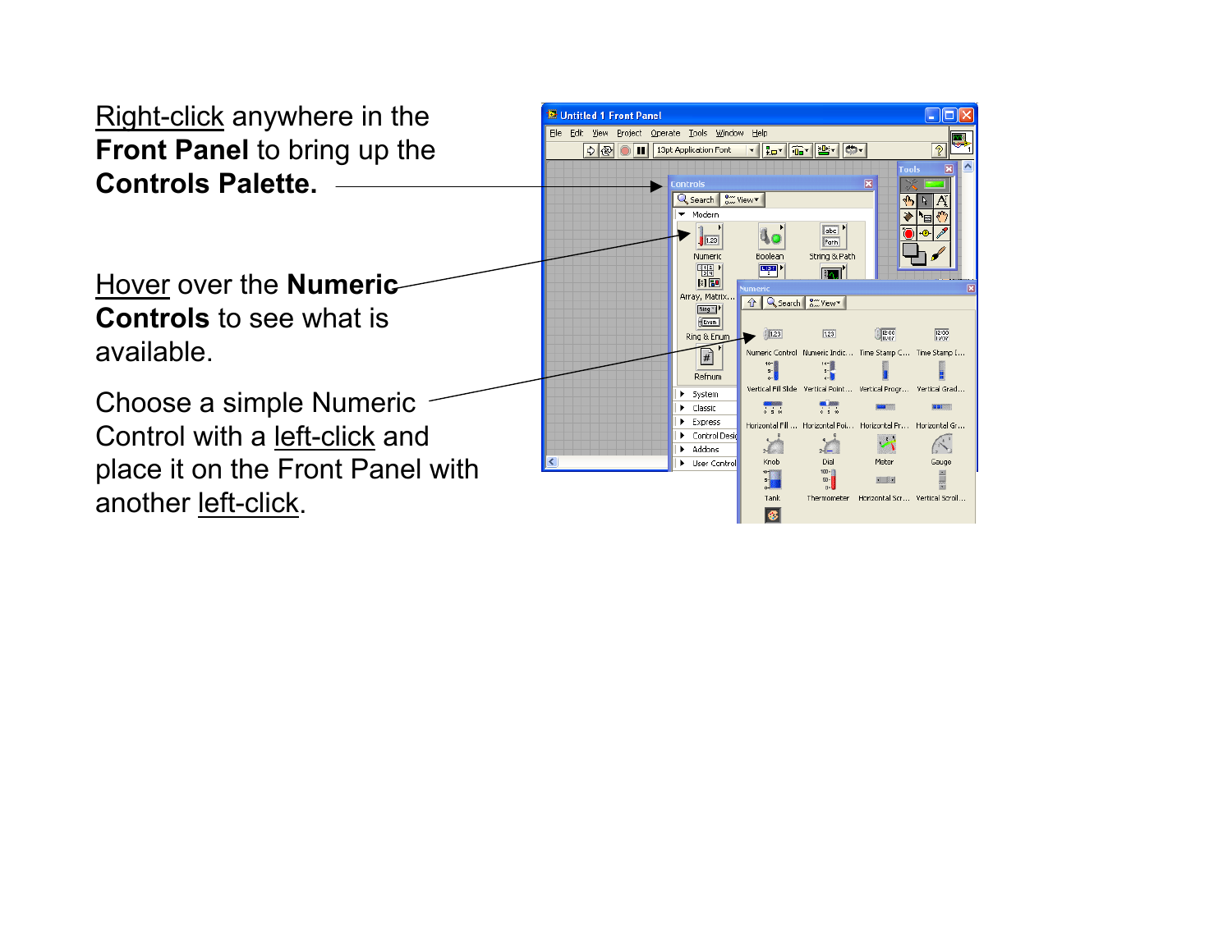Right-click anywhere in the **Front Panel** to bring up the **Controls Palette.**

Hover over the **Numeric Controls** to see what is available.

Choose a simple Numeric Control with a left-click and place it on the Front Panel with another left-click.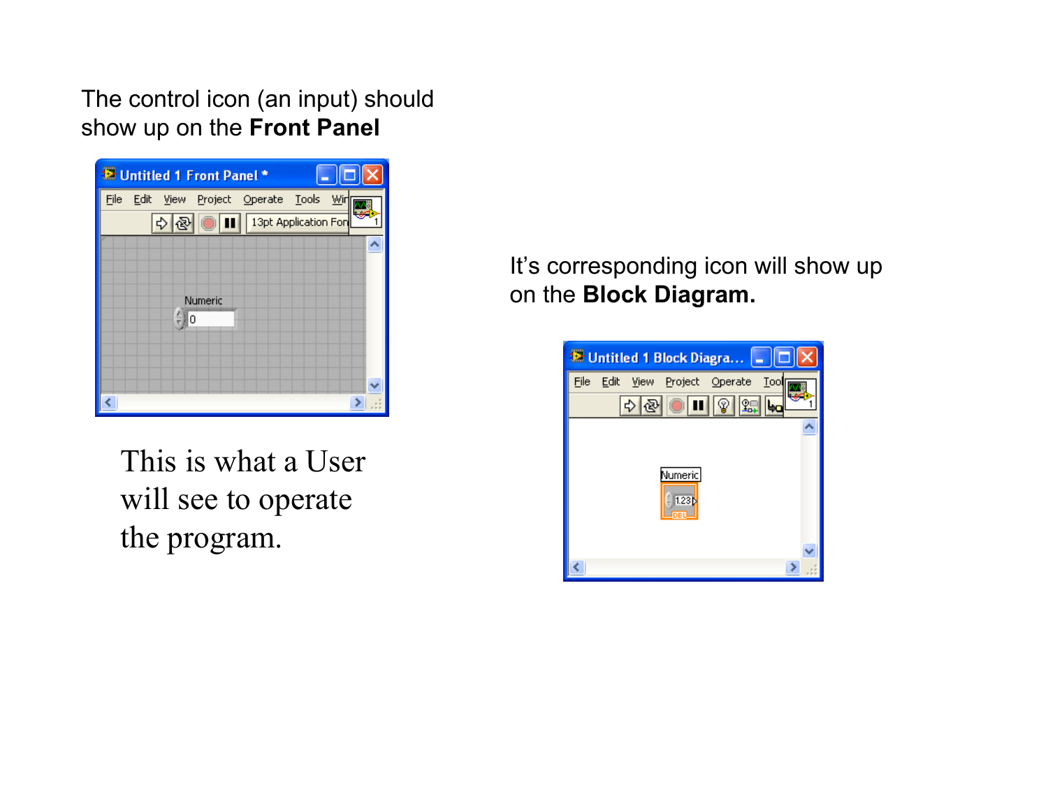The control icon (an input) should show up on the **Front Panel**

This is what a User will see to operate the program.

It's corresponding icon will show up on the **Block Diagram.**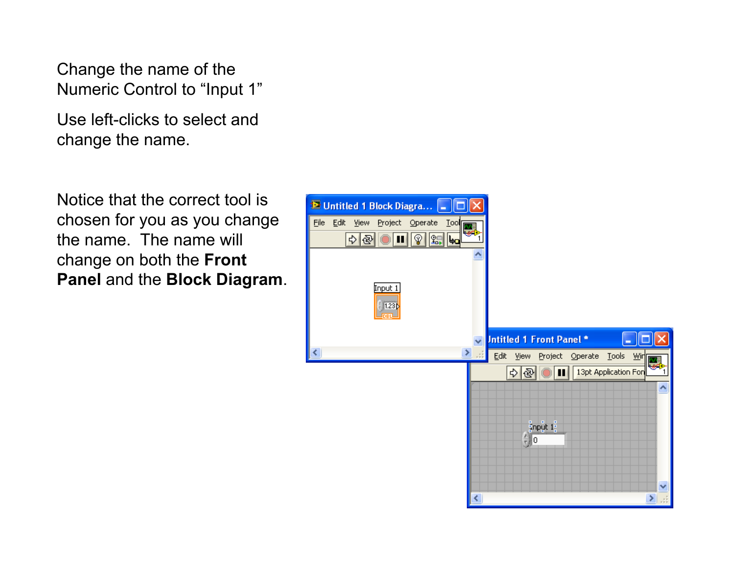Change the name of the Numeric Control to “Input 1”

Use left-clicks to select and change the name.

Notice that the correct tool is chosen for you as you change the name. The name will change on both the **Front Panel** and the **Block Diagram**.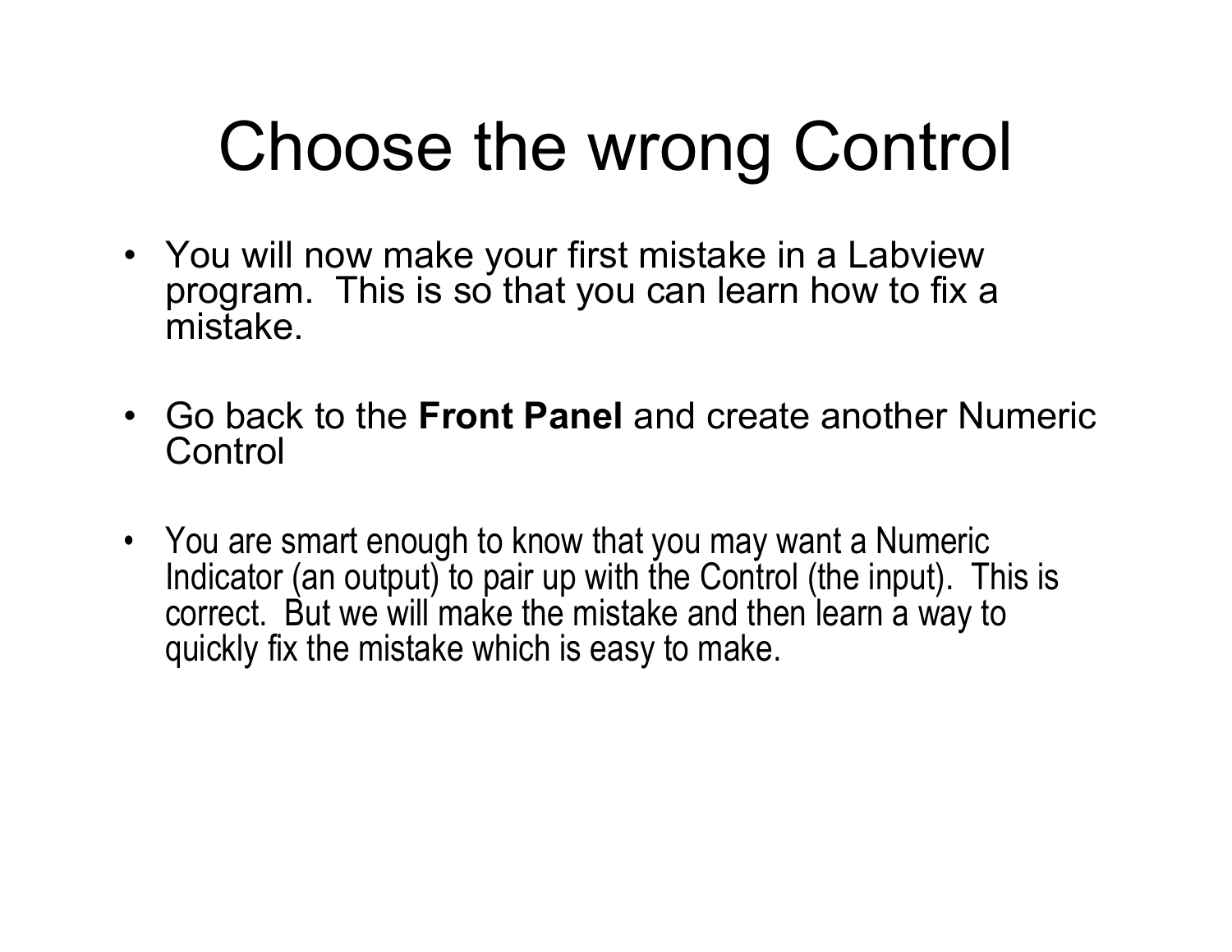# Choose the wrong Control

- You will now make your first mistake in a Labview program. This is so that you can learn how to fix a mistake.

- Go back to the **Front Panel** and create another Numeric Control

- You are smart enough to know that you may want a Numeric Indicator (an output) to pair up with the Control (the input). This is correct. But we will make the mistake and then learn a way to quickly fix the mistake which is easy to make.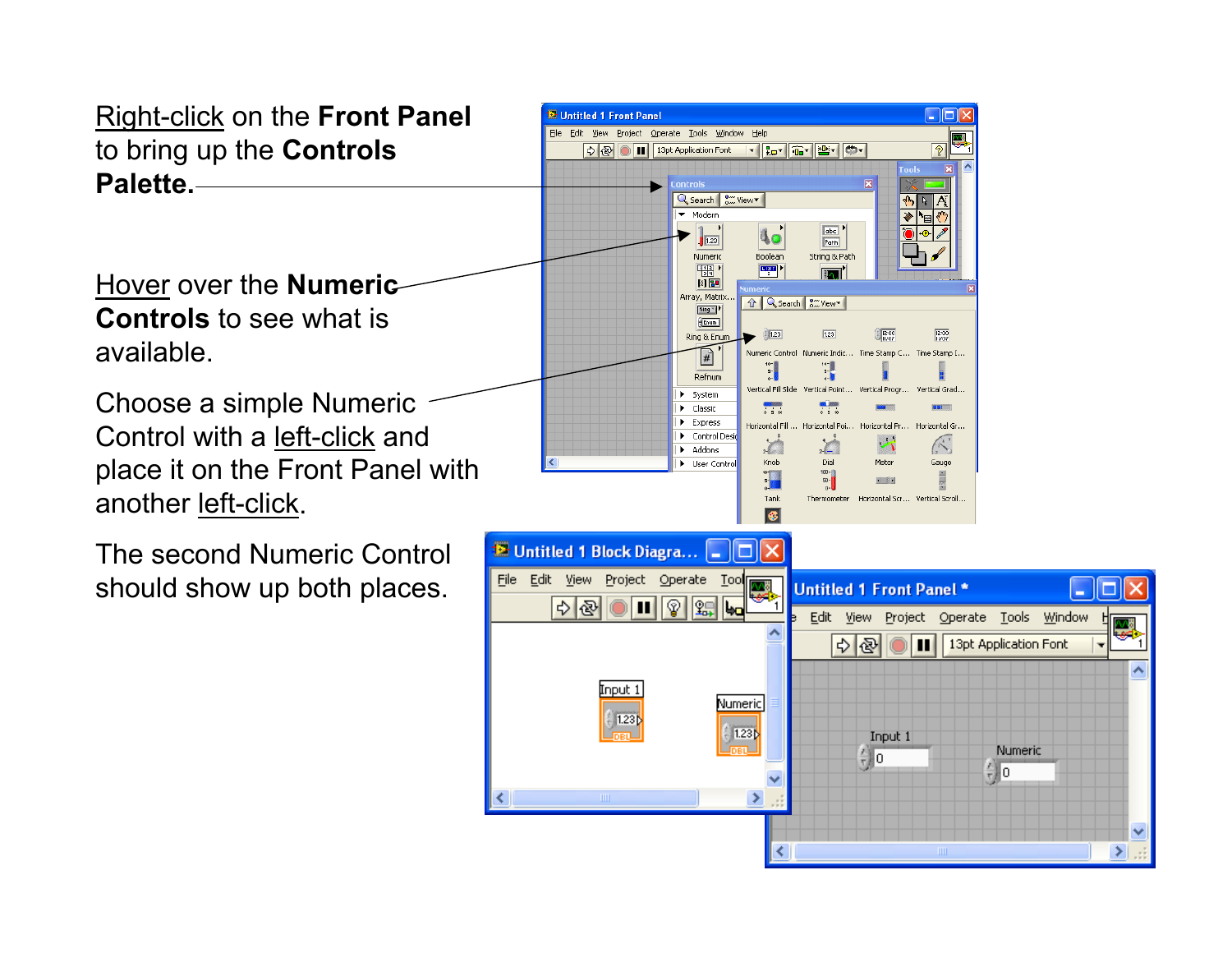Right-click on the **Front Panel** to bring up the **Controls Palette.**

Hover over the **Numeric Controls** to see what is available.

Choose a simple Numeric Control with a left-click and place it on the Front Panel with another left-click.

The second Numeric Control should show up both places.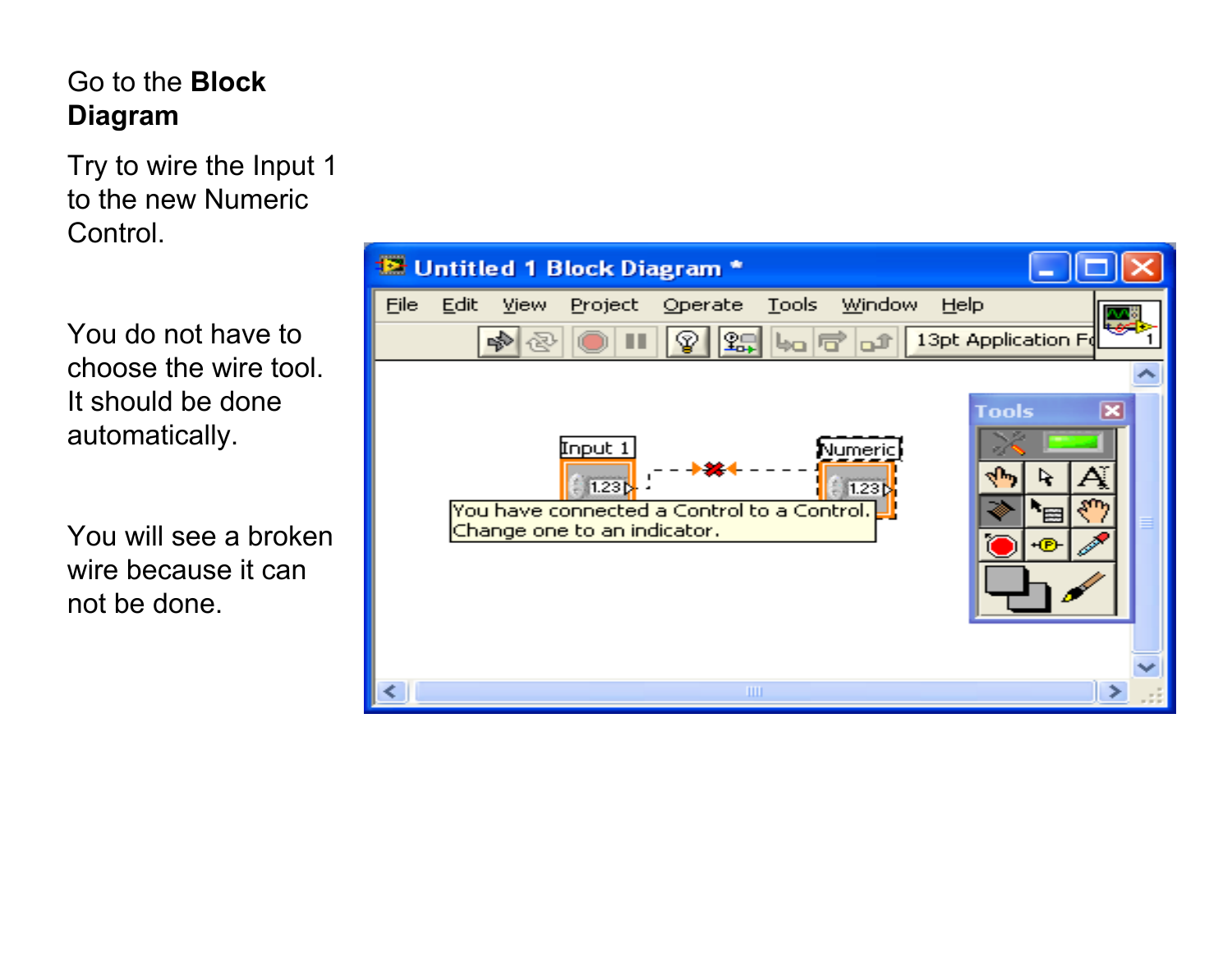Go to the **Block Diagram**

Try to wire the Input 1 to the new Numeric Control.

You do not have to choose the wire tool. It should be done automatically.

You will see a broken wire because it can not be done.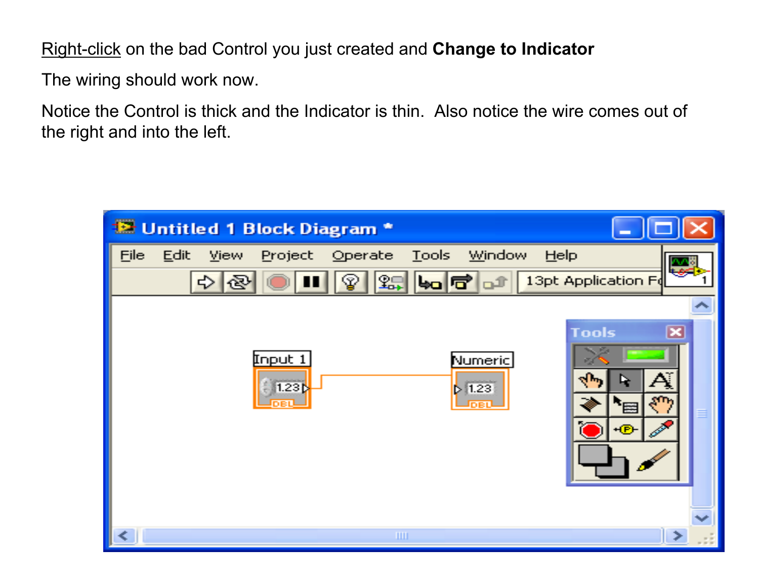Right-click on the bad Control you just created and **Change to Indicator**

The wiring should work now.

Notice the Control is thick and the Indicator is thin. Also notice the wire comes out of the right and into the left.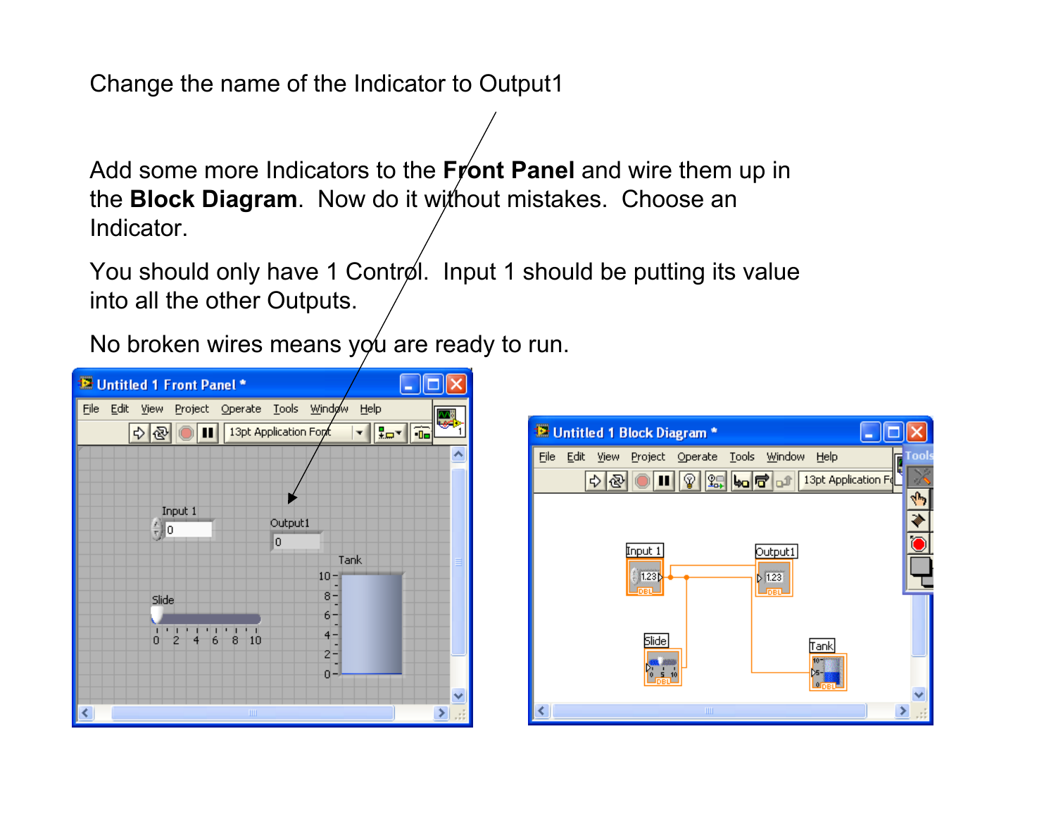Change the name of the Indicator to Output1

Add some more Indicators to the **Front Panel** and wire them up in the **Block Diagram**. Now do it without mistakes. Choose an Indicator.

You should only have 1 Control. Input 1 should be putting its value into all the other Outputs.

No broken wires means you are ready to run.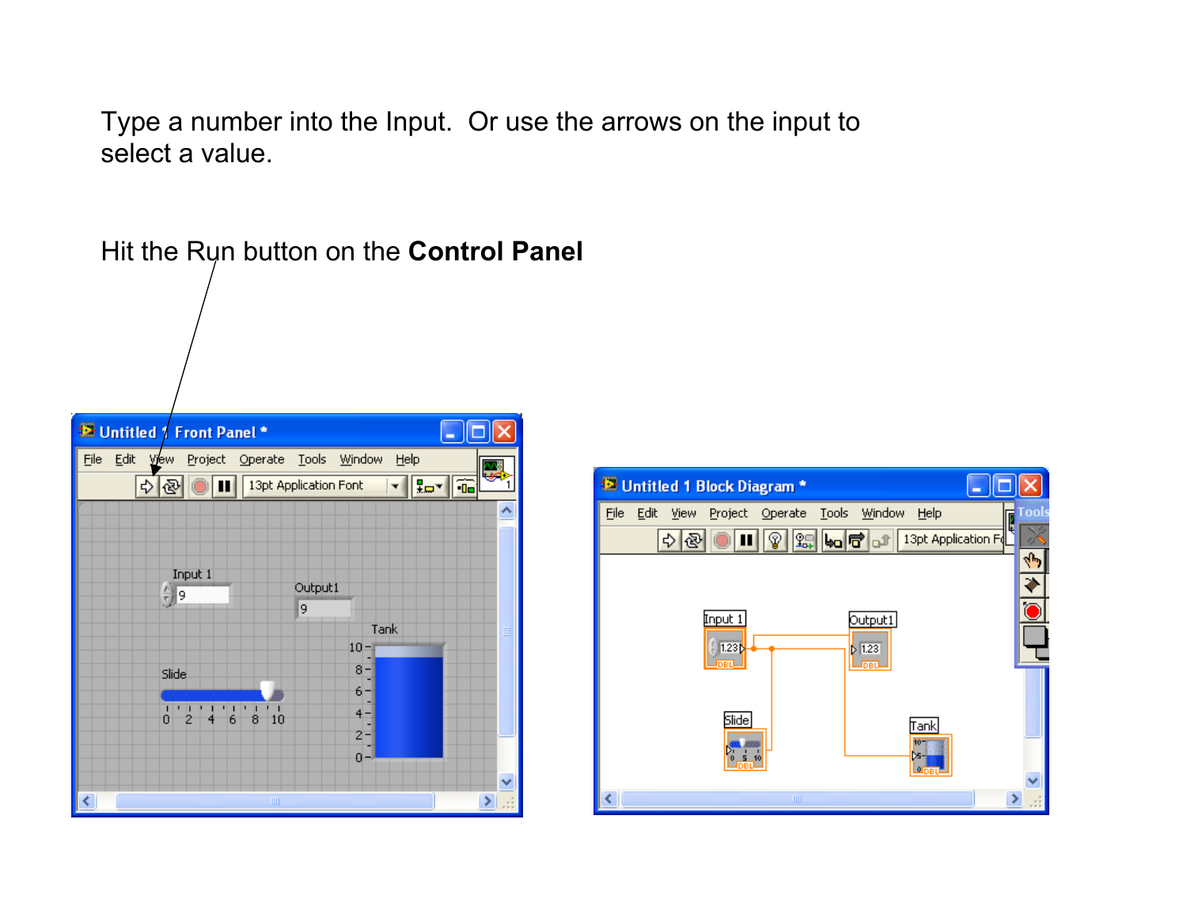Type a number into the Input. Or use the arrows on the input to select a value.

Hit the Run button on the **Control Panel**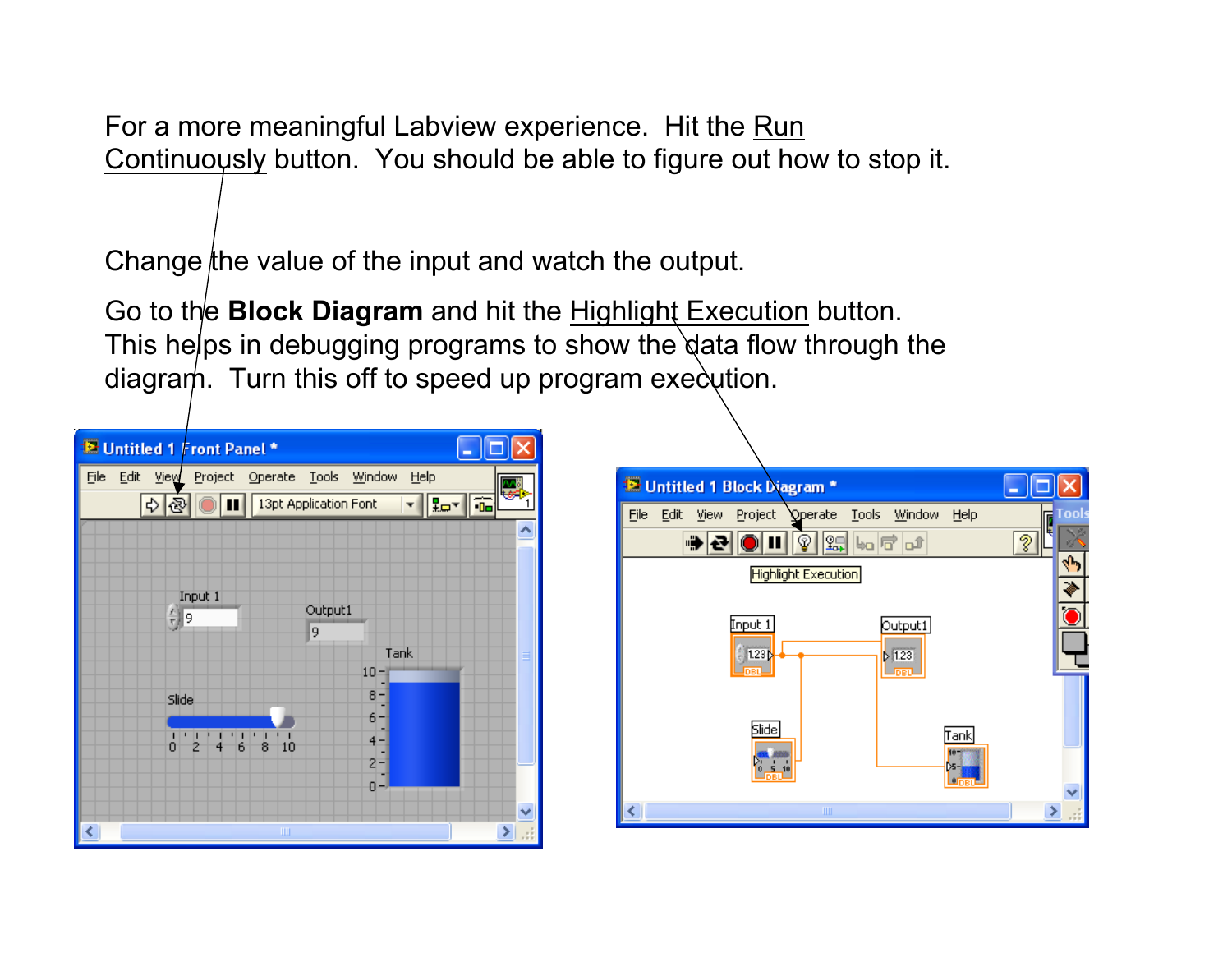For a more meaningful Labview experience. Hit the Run Continuously button. You should be able to figure out how to stop it.

Change the value of the input and watch the output.

Go to the **Block Diagram** and hit the Highlight Execution button. This helps in debugging programs to show the data flow through the diagram. Turn this off to speed up program execution.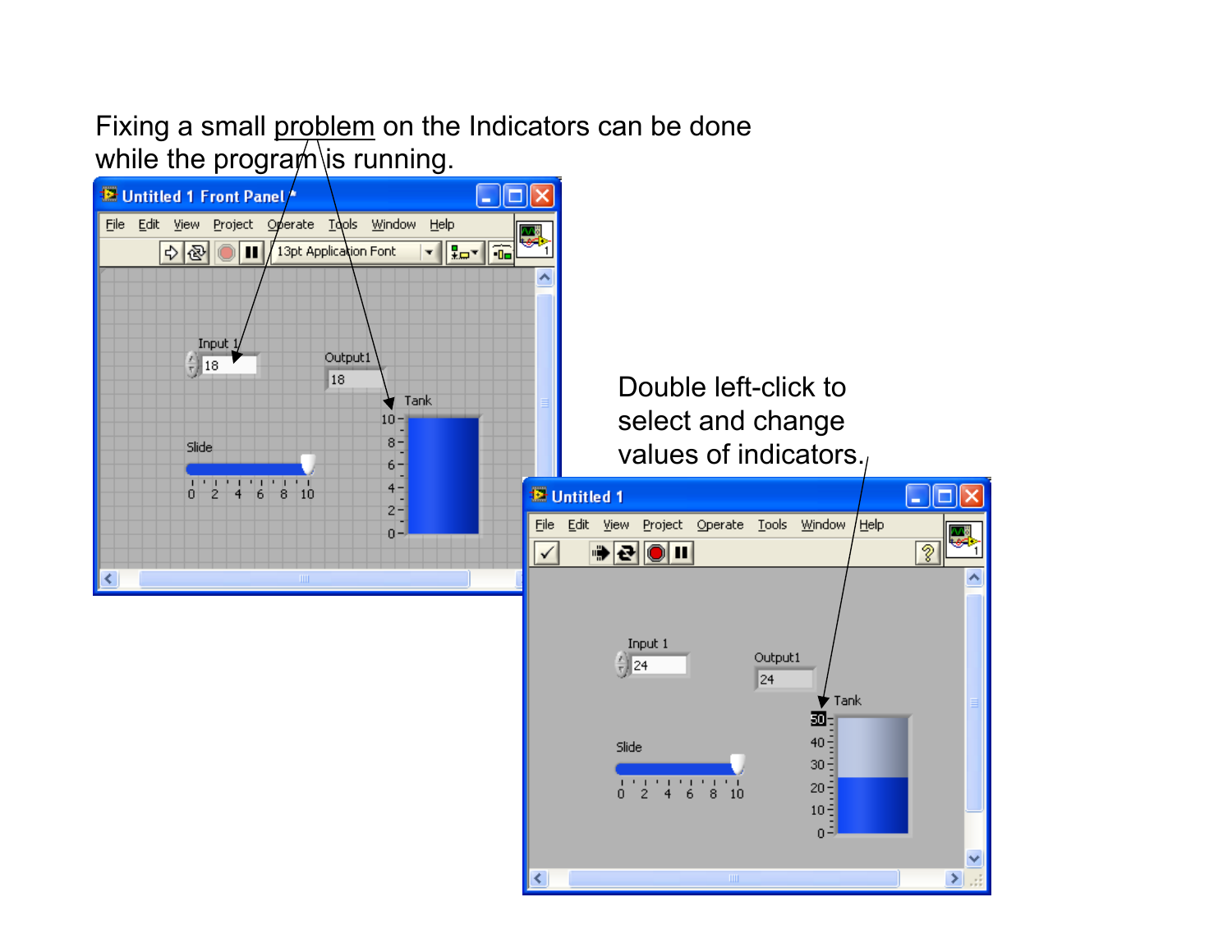Fixing a small problem on the Indicators can be done while the program is running.

Double left-click to select and change values of indicators.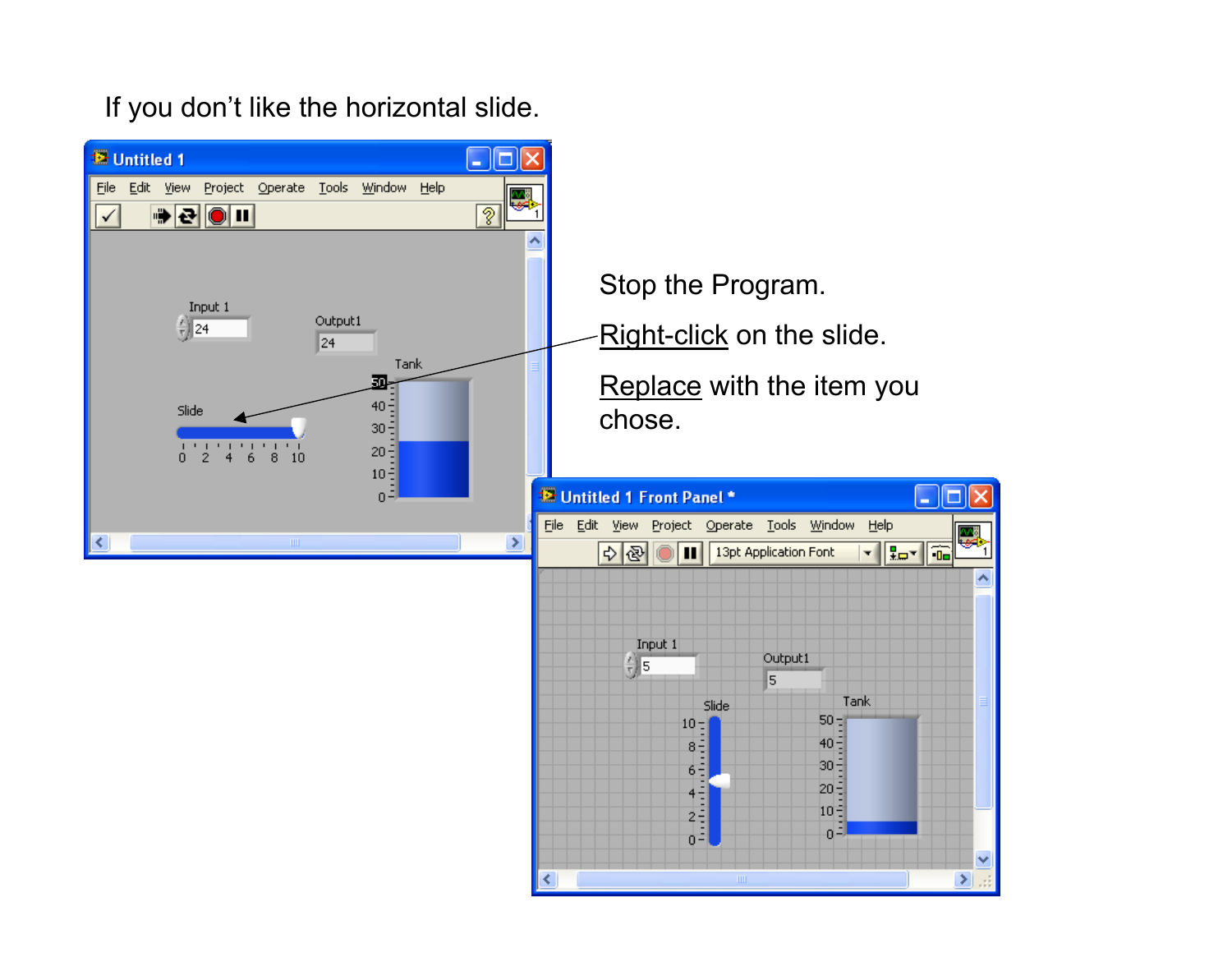If you don't like the horizontal slide.

Stop the Program.

Right-click on the slide.

Replace with the item you chose.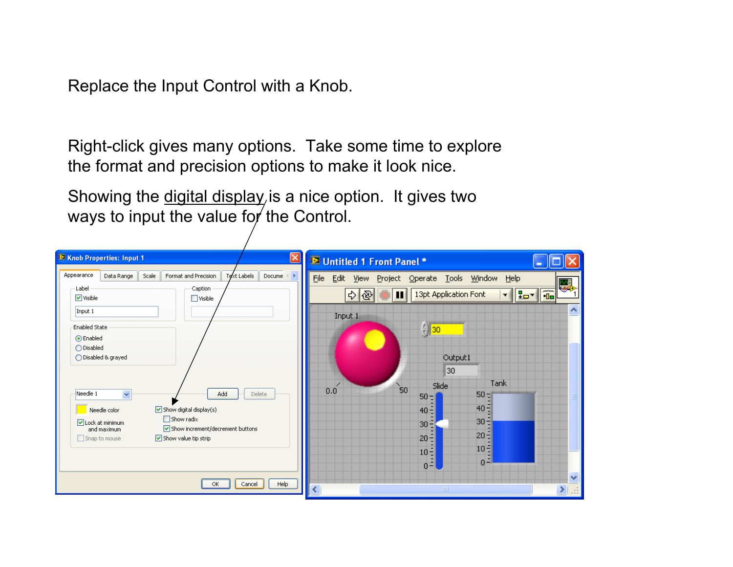Replace the Input Control with a Knob.

Right-click gives many options.  Take some time to explore the format and precision options to make it look nice.

Showing the digital display is a nice option.  It gives two ways to input the value for the Control.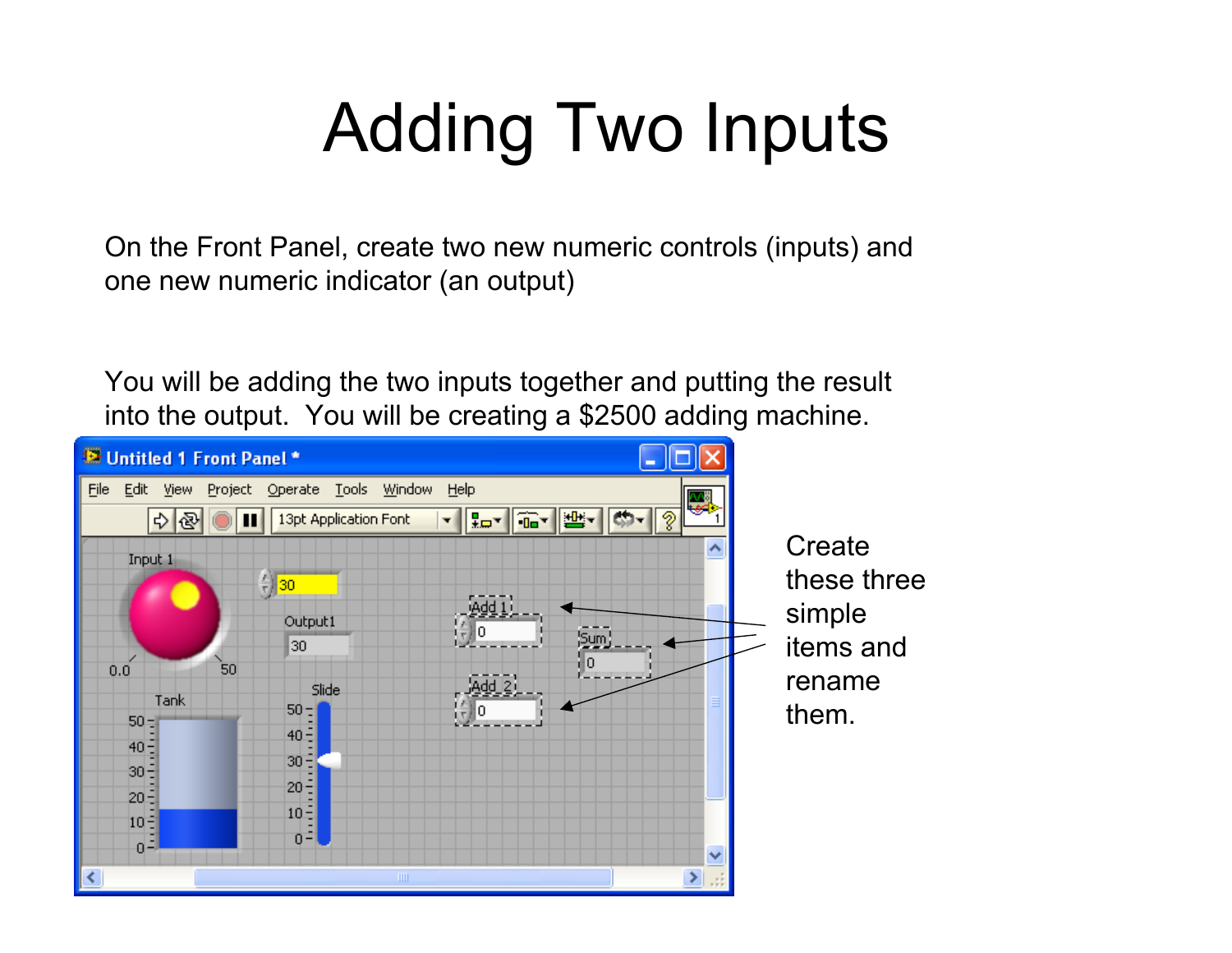# Adding Two Inputs

On the Front Panel, create two new numeric controls (inputs) and one new numeric indicator (an output)

You will be adding the two inputs together and putting the result into the output. You will be creating a $2500 adding machine.

Create these three simple items and rename them.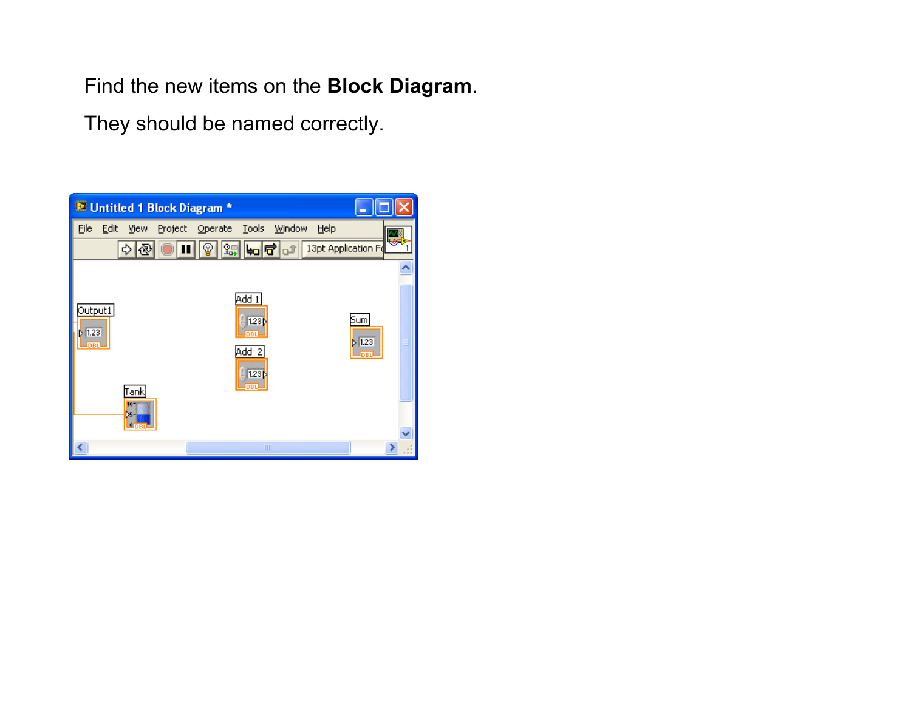Find the new items on the **Block Diagram**.

They should be named correctly.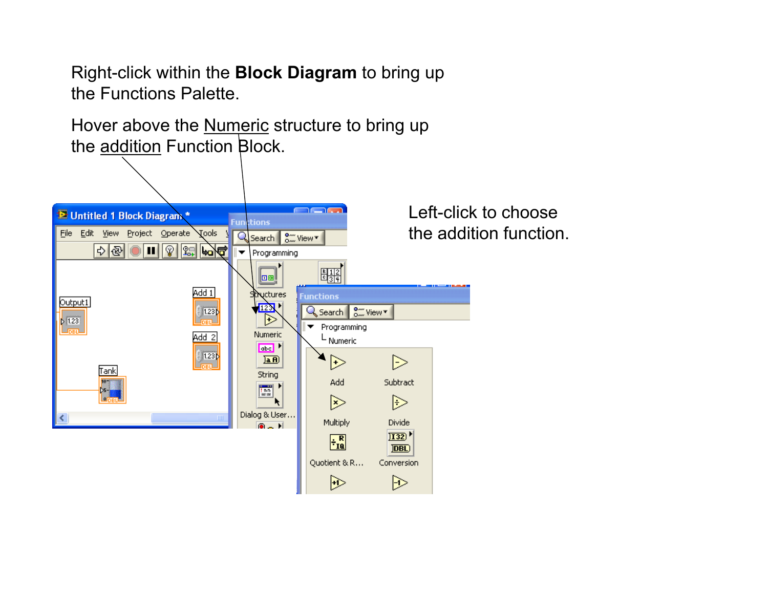Right-click within the **Block Diagram** to bring up the Functions Palette.

Hover above the Numeric structure to bring up the addition Function Block.

Left-click to choose the addition function.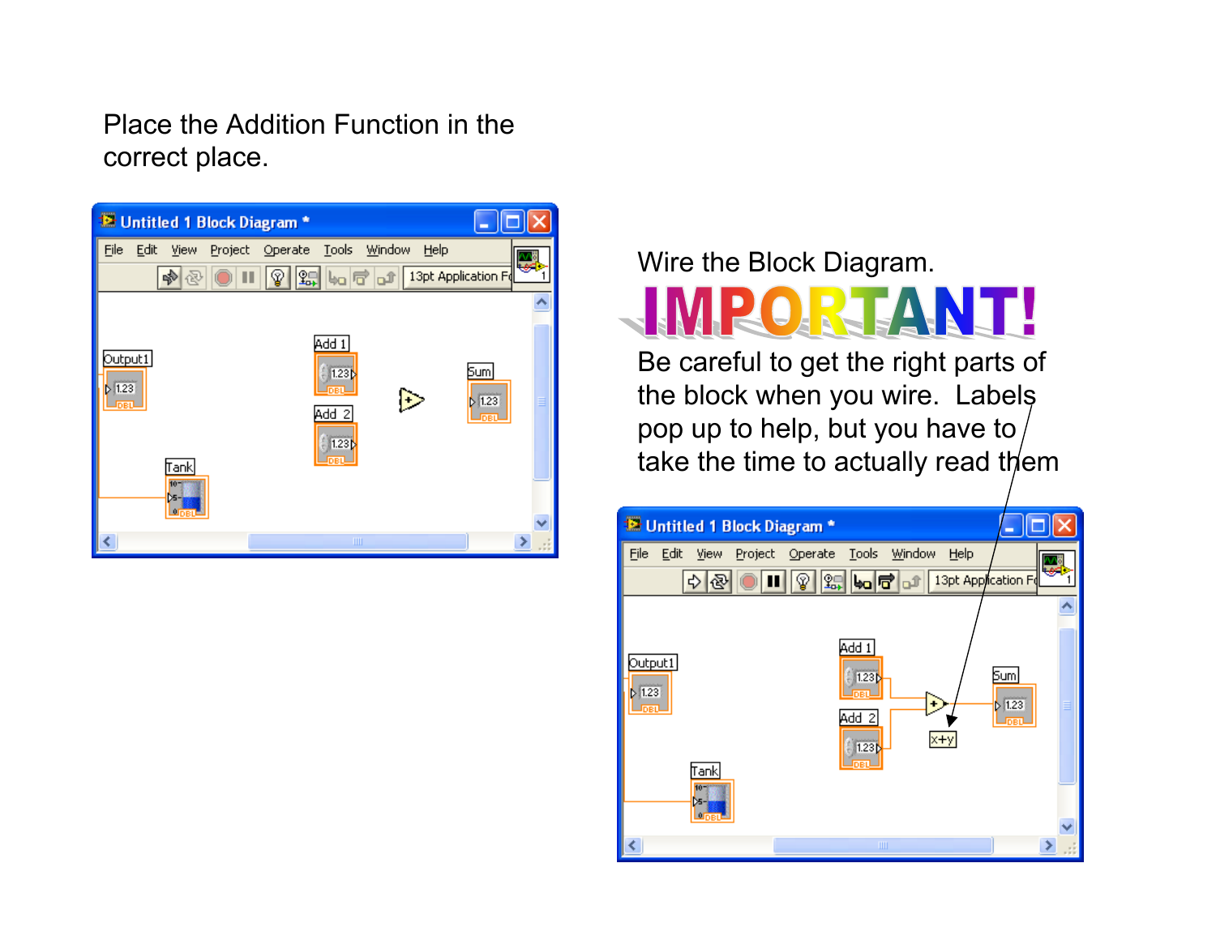Place the Addition Function in the correct place.

Wire the Block Diagram.

**IMPORTANT!**

Be careful to get the right parts of the block when you wire. Labels pop up to help, but you have to take the time to actually read them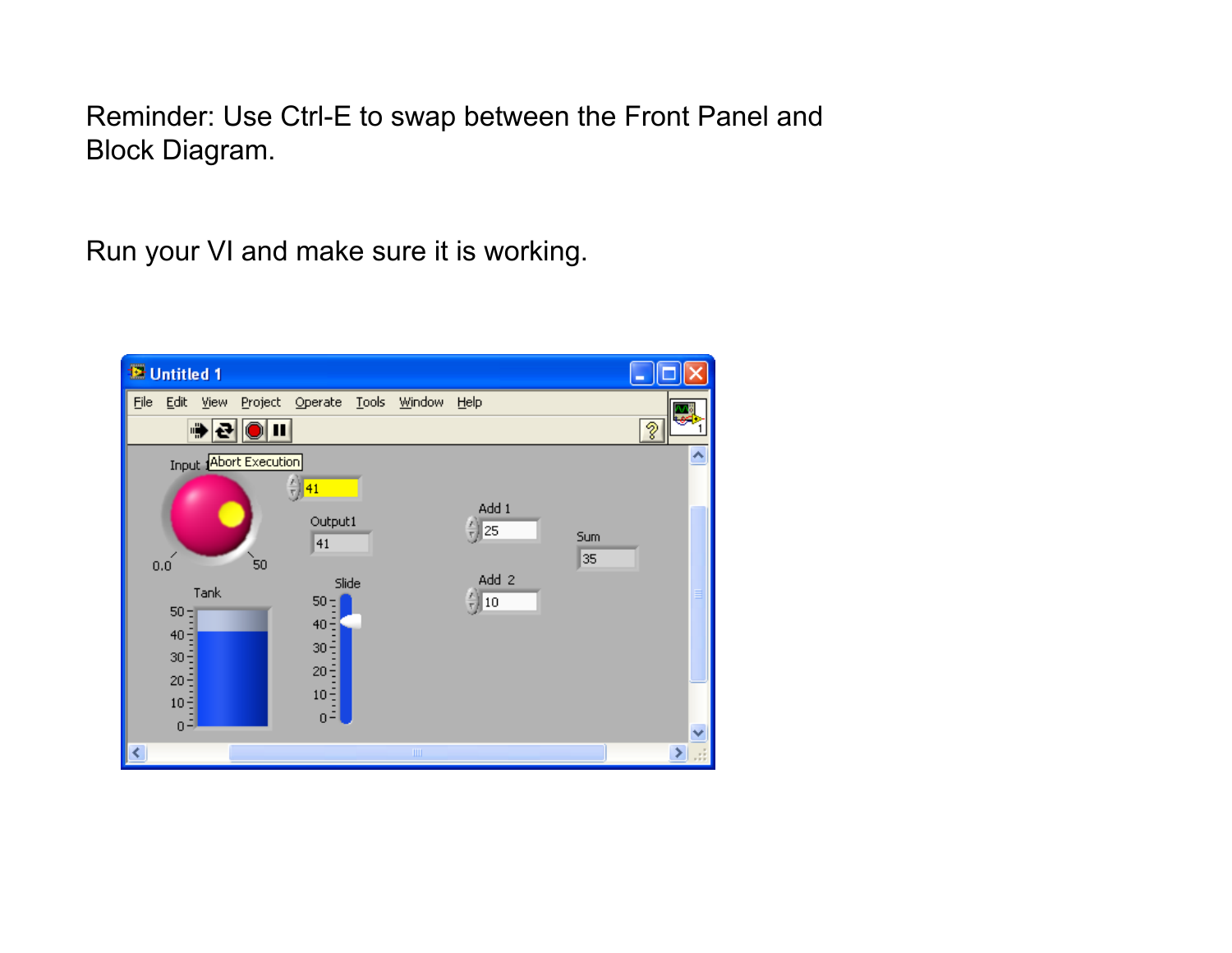Reminder: Use Ctrl-E to swap between the Front Panel and Block Diagram.

Run your VI and make sure it is working.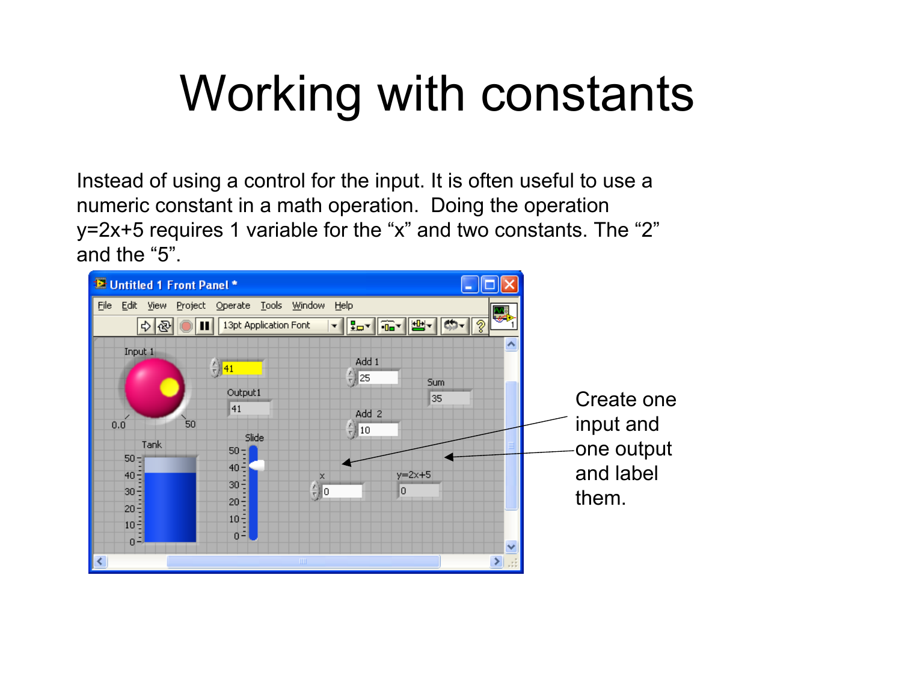# Working with constants

Instead of using a control for the input. It is often useful to use a numeric constant in a math operation. Doing the operation y=2x+5 requires 1 variable for the “x” and two constants. The “2” and the “5”.

Create one input and one output and label them.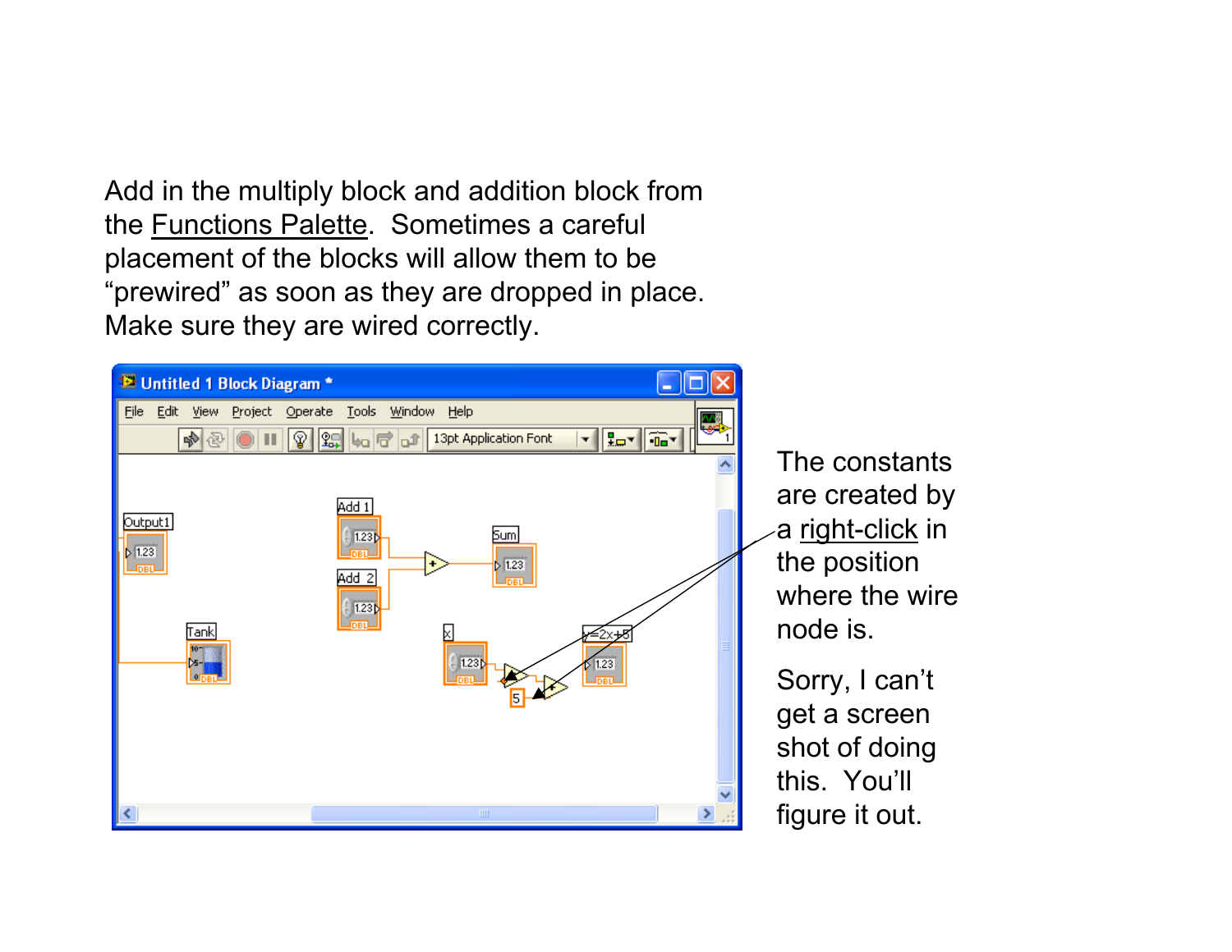Add in the multiply block and addition block from the Functions Palette. Sometimes a careful placement of the blocks will allow them to be “prewired” as soon as they are dropped in place. Make sure they are wired correctly.

The constants are created by a right-click in the position where the wire node is.

Sorry, I can’t get a screen shot of doing this. You’ll figure it out.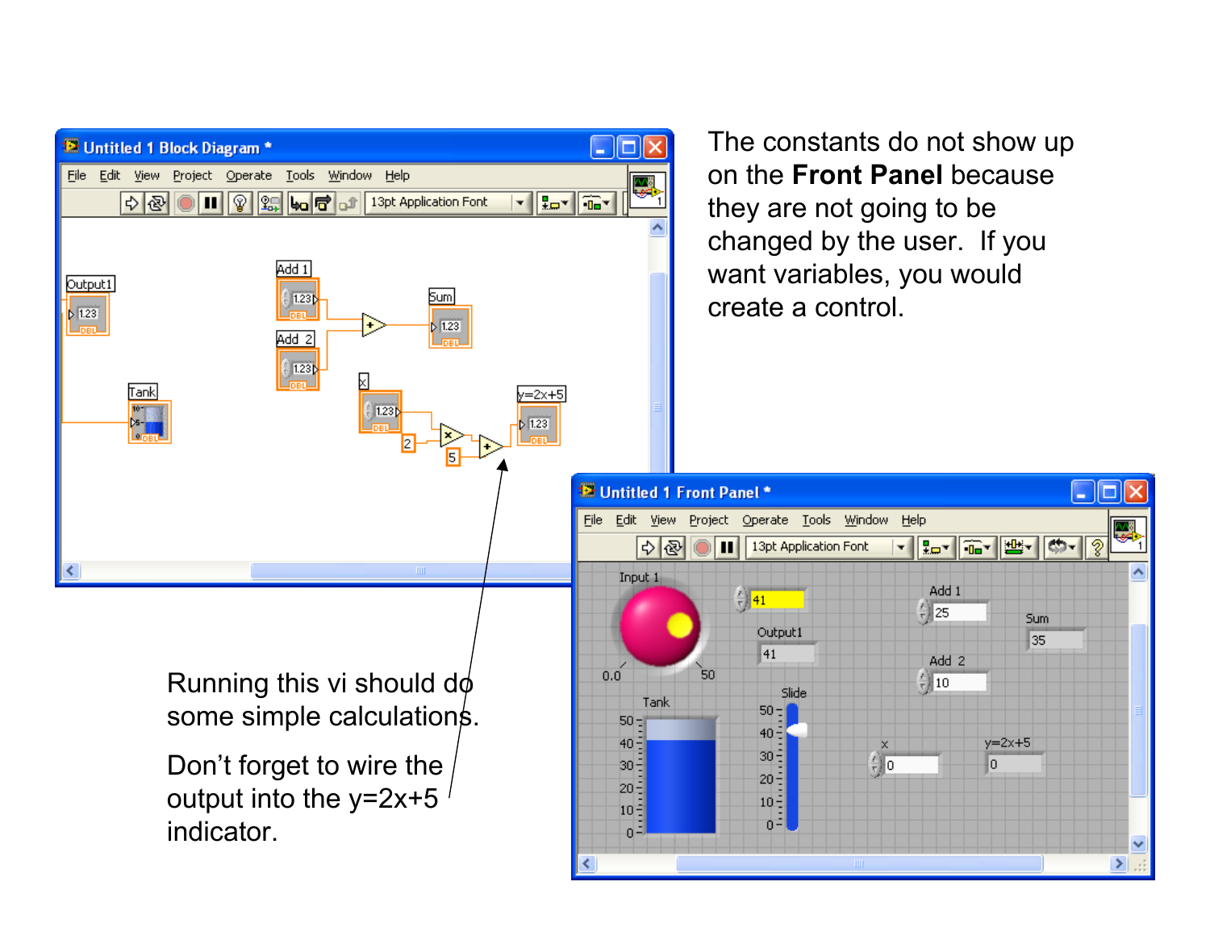The constants do not show up on the **Front Panel** because they are not going to be changed by the user. If you want variables, you would create a control.

Running this vi should do some simple calculations.

Don't forget to wire the output into the y=2x+5 indicator.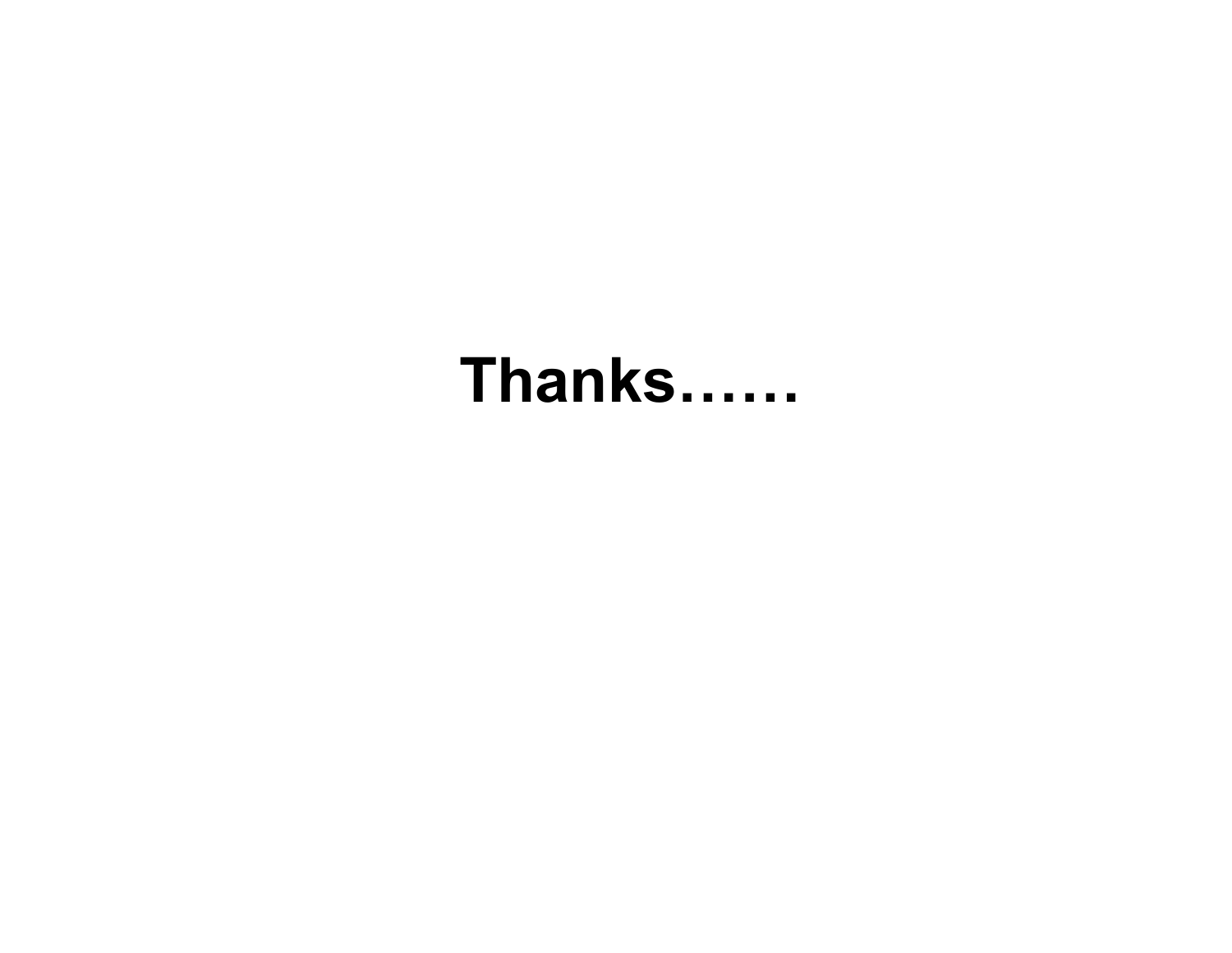**Thanks……**